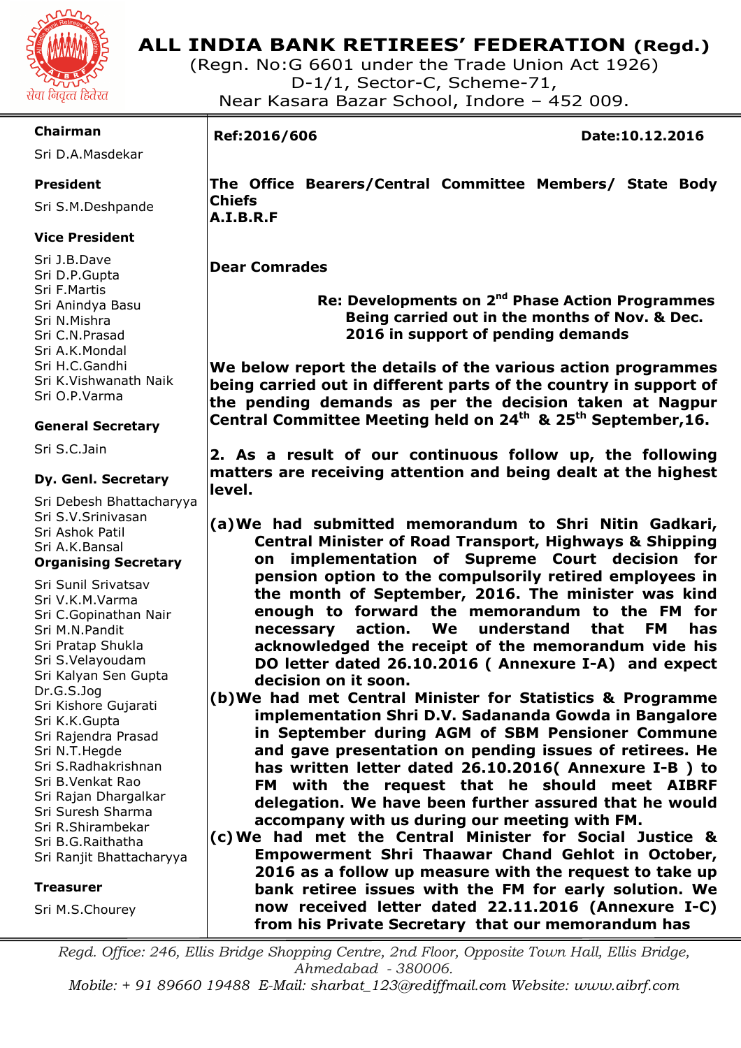# ALL INDIA BANK RETIREES' FEDERATION (Regd.)

(Regn. No:G 6601 under the Trade Union Act 1926)
D-1/1, Sector-C, Scheme-71,
Near Kasara Bazar School, Indore – 452 009.

सेवा निवृत्त हितेरत

**Chairman**
Sri D.A.Masdekar

**President**
Sri S.M.Deshpande

**Vice President**
Sri J.B.Dave
Sri D.P.Gupta
Sri F.Martis
Sri Anindya Basu
Sri N.Mishra
Sri C.N.Prasad
Sri A.K.Mondal
Sri H.C.Gandhi
Sri K.Vishwanath Naik
Sri O.P.Varma

**General Secretary**
Sri S.C.Jain

**Dy. Genl. Secretary**
Sri Debesh Bhattacharyya
Sri S.V.Srinivasan
Sri Ashok Patil
Sri A.K.Bansal

**Organising Secretary**
Sri Sunil Srivatsav
Sri V.K.M.Varma
Sri C.Gopinathan Nair
Sri M.N.Pandit
Sri Pratap Shukla
Sri S.Velayoudam
Sri Kalyan Sen Gupta
Dr.G.S.Jog
Sri Kishore Gujarati
Sri K.K.Gupta
Sri Rajendra Prasad
Sri N.T.Hegde
Sri S.Radhakrishnan
Sri B.Venkat Rao
Sri Rajan Dhargalkar
Sri Suresh Sharma
Sri R.Shirambekar
Sri B.G.Raithatha
Sri Ranjit Bhattacharyya

**Treasurer**
Sri M.S.Chourey

**Ref:2016/606** **Date:10.12.2016**

**The Office Bearers/Central Committee Members/ State Body Chiefs**
**A.I.B.R.F**

**Dear Comrades**

**Re: Developments on 2nd Phase Action Programmes Being carried out in the months of Nov. & Dec. 2016 in support of pending demands**

**We below report the details of the various action programmes being carried out in different parts of the country in support of the pending demands as per the decision taken at Nagpur Central Committee Meeting held on 24th & 25th September,16.**

**2. As a result of our continuous follow up, the following matters are receiving attention and being dealt at the highest level.**

**(a) We had submitted memorandum to Shri Nitin Gadkari, Central Minister of Road Transport, Highways & Shipping on implementation of Supreme Court decision for pension option to the compulsorily retired employees in the month of September, 2016. The minister was kind enough to forward the memorandum to the FM for necessary action. We understand that FM has acknowledged the receipt of the memorandum vide his DO letter dated 26.10.2016 ( Annexure I-A) and expect decision on it soon.**

**(b) We had met Central Minister for Statistics & Programme implementation Shri D.V. Sadananda Gowda in Bangalore in September during AGM of SBM Pensioner Commune and gave presentation on pending issues of retirees. He has written letter dated 26.10.2016( Annexure I-B ) to FM with the request that he should meet AIBRF delegation. We have been further assured that he would accompany with us during our meeting with FM.**

**(c) We had met the Central Minister for Social Justice & Empowerment Shri Thaawar Chand Gehlot in October, 2016 as a follow up measure with the request to take up bank retiree issues with the FM for early solution. We now received letter dated 22.11.2016 (Annexure I-C) from his Private Secretary that our memorandum has**

*Regd. Office: 246, Ellis Bridge Shopping Centre, 2nd Floor, Opposite Town Hall, Ellis Bridge, Ahmedabad - 380006.*
*Mobile: + 91 89660 19488 E-Mail: sharbat_123@rediffmail.com Website: www.aibrf.com*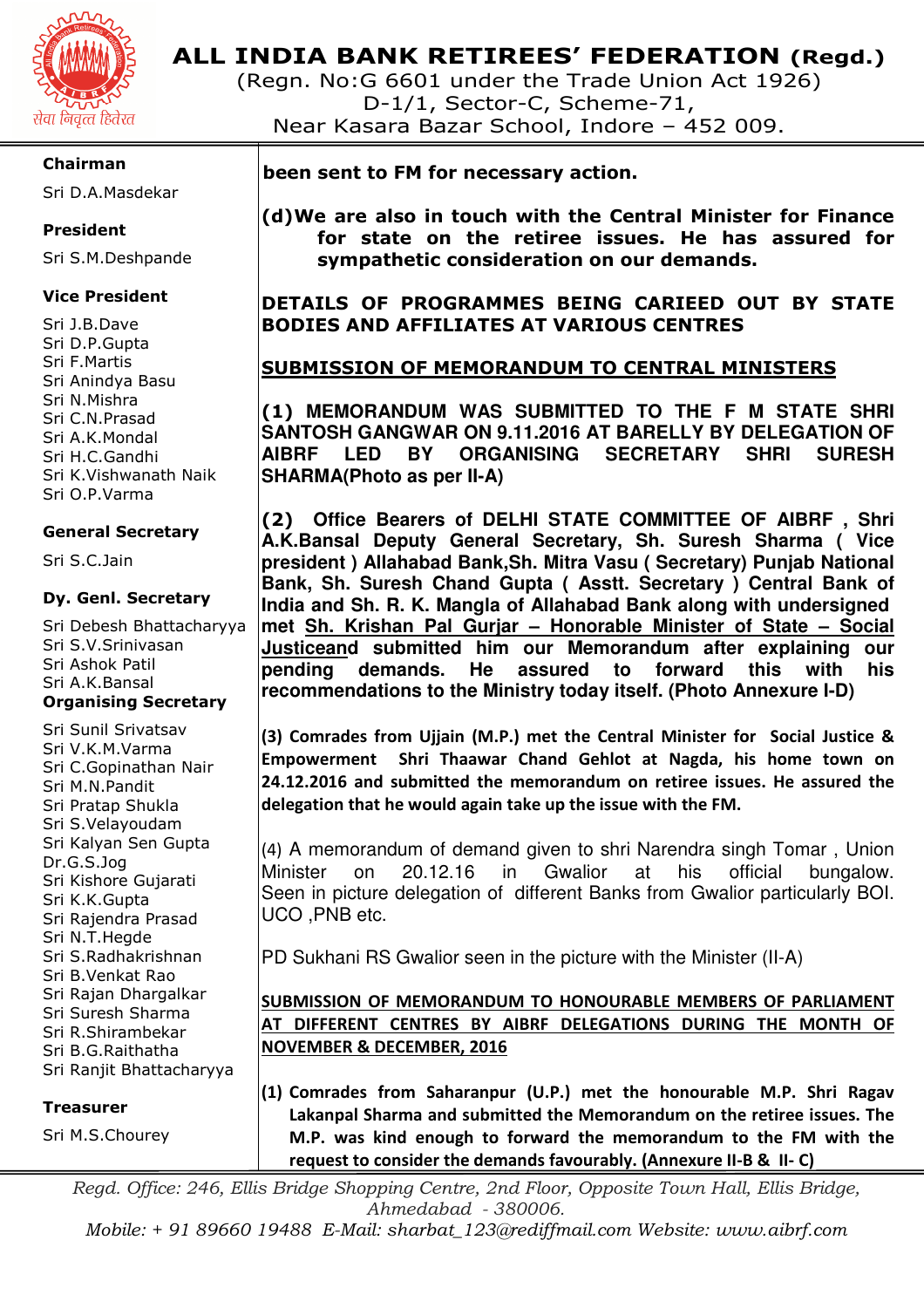# ALL INDIA BANK RETIREES' FEDERATION (Regd.)

(Regn. No:G 6601 under the Trade Union Act 1926)
D-1/1, Sector-C, Scheme-71,
Near Kasara Bazar School, Indore – 452 009.

**Chairman**
Sri D.A.Masdekar

**President**
Sri S.M.Deshpande

**Vice President**
Sri J.B.Dave
Sri D.P.Gupta
Sri F.Martis
Sri Anindya Basu
Sri N.Mishra
Sri C.N.Prasad
Sri A.K.Mondal
Sri H.C.Gandhi
Sri K.Vishwanath Naik
Sri O.P.Varma

**General Secretary**
Sri S.C.Jain

**Dy. Genl. Secretary**
Sri Debesh Bhattacharyya
Sri S.V.Srinivasan
Sri Ashok Patil
Sri A.K.Bansal

**Organising Secretary**
Sri Sunil Srivatsav
Sri V.K.M.Varma
Sri C.Gopinathan Nair
Sri M.N.Pandit
Sri Pratap Shukla
Sri S.Velayoudam
Sri Kalyan Sen Gupta
Dr.G.S.Jog
Sri Kishore Gujarati
Sri K.K.Gupta
Sri Rajendra Prasad
Sri N.T.Hegde
Sri S.Radhakrishnan
Sri B.Venkat Rao
Sri Rajan Dhargalkar
Sri Suresh Sharma
Sri R.Shirambekar
Sri B.G.Raithatha
Sri Ranjit Bhattacharyya

**Treasurer**
Sri M.S.Chourey

---

**been sent to FM for necessary action.**

**(d)We are also in touch with the Central Minister for Finance for state on the retiree issues. He has assured for sympathetic consideration on our demands.**

**DETAILS OF PROGRAMMES BEING CARIEED OUT BY STATE BODIES AND AFFILIATES AT VARIOUS CENTRES**

**<u>SUBMISSION OF MEMORANDUM TO CENTRAL MINISTERS</u>**

**(1) MEMORANDUM WAS SUBMITTED TO THE F M STATE SHRI SANTOSH GANGWAR ON 9.11.2016 AT BARELLY BY DELEGATION OF AIBRF LED BY ORGANISING SECRETARY SHRI SURESH SHARMA(Photo as per II-A)**

**(2) Office Bearers of DELHI STATE COMMITTEE OF AIBRF , Shri A.K.Bansal Deputy General Secretary, Sh. Suresh Sharma ( Vice president ) Allahabad Bank,Sh. Mitra Vasu ( Secretary) Punjab National Bank, Sh. Suresh Chand Gupta ( Asstt. Secretary ) Central Bank of India and Sh. R. K. Mangla of Allahabad Bank along with undersigned met <u>Sh. Krishan Pal Gurjar – Honorable Minister of State – Social Justiceand</u> submitted him our Memorandum after explaining our pending demands. He assured to forward this with his recommendations to the Ministry today itself. (Photo Annexure I-D)**

**(3) Comrades from Ujjain (M.P.) met the Central Minister for Social Justice & Empowerment Shri Thaawar Chand Gehlot at Nagda, his home town on 24.12.2016 and submitted the memorandum on retiree issues. He assured the delegation that he would again take up the issue with the FM.**

(4) A memorandum of demand given to shri Narendra singh Tomar , Union Minister on 20.12.16 in Gwalior at his official bungalow. Seen in picture delegation of different Banks from Gwalior particularly BOI. UCO ,PNB etc.

PD Sukhani RS Gwalior seen in the picture with the Minister (II-A)

**<u>SUBMISSION OF MEMORANDUM TO HONOURABLE MEMBERS OF PARLIAMENT AT DIFFERENT CENTRES BY AIBRF DELEGATIONS DURING THE MONTH OF NOVEMBER & DECEMBER, 2016</u>**

**(1) Comrades from Saharanpur (U.P.) met the honourable M.P. Shri Ragav Lakanpal Sharma and submitted the Memorandum on the retiree issues. The M.P. was kind enough to forward the memorandum to the FM with the request to consider the demands favourably. (Annexure II-B & II- C)**

---

*Regd. Office: 246, Ellis Bridge Shopping Centre, 2nd Floor, Opposite Town Hall, Ellis Bridge, Ahmedabad - 380006.*
*Mobile: + 91 89660 19488 E-Mail: sharbat_123@rediffmail.com Website: www.aibrf.com*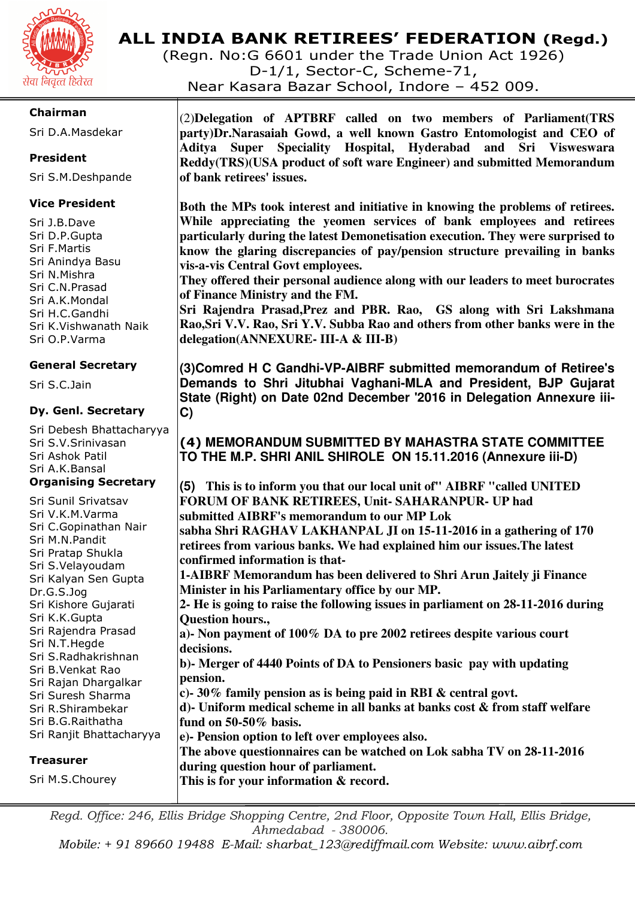# ALL INDIA BANK RETIREES' FEDERATION (Regd.)

(Regn. No:G 6601 under the Trade Union Act 1926)
D-1/1, Sector-C, Scheme-71,
Near Kasara Bazar School, Indore – 452 009.

सेवा निवृत्त हितेरत

**Chairman**
Sri D.A.Masdekar

**President**
Sri S.M.Deshpande

**Vice President**
Sri J.B.Dave
Sri D.P.Gupta
Sri F.Martis
Sri Anindya Basu
Sri N.Mishra
Sri C.N.Prasad
Sri A.K.Mondal
Sri H.C.Gandhi
Sri K.Vishwanath Naik
Sri O.P.Varma

**General Secretary**
Sri S.C.Jain

**Dy. Genl. Secretary**
Sri Debesh Bhattacharyya
Sri S.V.Srinivasan
Sri Ashok Patil
Sri A.K.Bansal

**Organising Secretary**
Sri Sunil Srivatsav
Sri V.K.M.Varma
Sri C.Gopinathan Nair
Sri M.N.Pandit
Sri Pratap Shukla
Sri S.Velayoudam
Sri Kalyan Sen Gupta
Dr.G.S.Jog
Sri Kishore Gujarati
Sri K.K.Gupta
Sri Rajendra Prasad
Sri N.T.Hegde
Sri S.Radhakrishnan
Sri B.Venkat Rao
Sri Rajan Dhargalkar
Sri Suresh Sharma
Sri R.Shirambekar
Sri B.G.Raithatha
Sri Ranjit Bhattacharyya

**Treasurer**
Sri M.S.Chourey

(2)**Delegation of APTBRF called on two members of Parliament(TRS party)Dr.Narasaiah Gowd, a well known Gastro Entomologist and CEO of Aditya Super Speciality Hospital, Hyderabad and Sri Visweswara Reddy(TRS)(USA product of soft ware Engineer) and submitted Memorandum of bank retirees' issues.**

**Both the MPs took interest and initiative in knowing the problems of retirees. While appreciating the yeomen services of bank employees and retirees particularly during the last Demonetisation execution. They were surprised to know the glaring discrepancies of pay/pension structure prevailing in banks vis-a-vis Central Govt employees.**
**They offered their personal audience along with our leaders to meet burocrates of Finance Ministry and the FM.**
**Sri Rajendra Prasad,Prez and PBR. Rao, GS along with Sri Lakshmana Rao,Sri V.V. Rao, Sri Y.V. Subba Rao and others from other banks were in the delegation(ANNEXURE- III-A & III-B)**

**(3)Comred H C Gandhi-VP-AIBRF submitted memorandum of Retiree's Demands to Shri Jitubhai Vaghani-MLA and President, BJP Gujarat State (Right) on Date 02nd December '2016 in Delegation Annexure iii-C)**

**(4) MEMORANDUM SUBMITTED BY MAHASTRA STATE COMMITTEE TO THE M.P. SHRI ANIL SHIROLE ON 15.11.2016 (Annexure iii-D)**

**(5) This is to inform you that our local unit of" AIBRF "called UNITED FORUM OF BANK RETIREES, Unit- SAHARANPUR- UP had submitted AIBRF's memorandum to our MP Lok sabha Shri RAGHAV LAKHANPAL JI on 15-11-2016 in a gathering of 170 retirees from various banks. We had explained him our issues.The latest confirmed information is that-**
**1-AIBRF Memorandum has been delivered to Shri Arun Jaitely ji Finance Minister in his Parliamentary office by our MP.**
**2- He is going to raise the following issues in parliament on 28-11-2016 during Question hours.,**
**a)- Non payment of 100% DA to pre 2002 retirees despite various court decisions.**
**b)- Merger of 4440 Points of DA to Pensioners basic pay with updating pension.**
**c)- 30% family pension as is being paid in RBI & central govt.**
**d)- Uniform medical scheme in all banks at banks cost & from staff welfare fund on 50-50% basis.**
**e)- Pension option to left over employees also.**
**The above questionnaires can be watched on Lok sabha TV on 28-11-2016 during question hour of parliament.**
**This is for your information & record.**

*Regd. Office: 246, Ellis Bridge Shopping Centre, 2nd Floor, Opposite Town Hall, Ellis Bridge, Ahmedabad - 380006.*
*Mobile: + 91 89660 19488 E-Mail: sharbat_123@rediffmail.com Website: www.aibrf.com*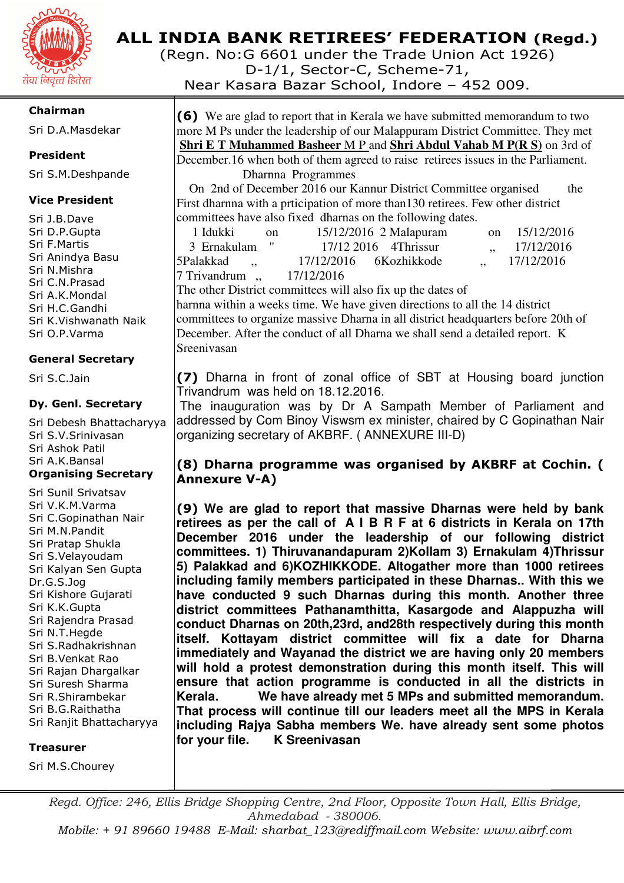# ALL INDIA BANK RETIREES' FEDERATION (Regd.)

(Regn. No:G 6601 under the Trade Union Act 1926)
D-1/1, Sector-C, Scheme-71,
Near Kasara Bazar School, Indore – 452 009.

सेवा निवृत्त हितरत

**Chairman**

Sri D.A.Masdekar

**President**

Sri S.M.Deshpande

**Vice President**

Sri J.B.Dave
Sri D.P.Gupta
Sri F.Martis
Sri Anindya Basu
Sri N.Mishra
Sri C.N.Prasad
Sri A.K.Mondal
Sri H.C.Gandhi
Sri K.Vishwanath Naik
Sri O.P.Varma

**General Secretary**

Sri S.C.Jain

**Dy. Genl. Secretary**

Sri Debesh Bhattacharyya
Sri S.V.Srinivasan
Sri Ashok Patil
Sri A.K.Bansal

**Organising Secretary**

Sri Sunil Srivatsav
Sri V.K.M.Varma
Sri C.Gopinathan Nair
Sri M.N.Pandit
Sri Pratap Shukla
Sri S.Velayoudam
Sri Kalyan Sen Gupta
Dr.G.S.Jog
Sri Kishore Gujarati
Sri K.K.Gupta
Sri Rajendra Prasad
Sri N.T.Hegde
Sri S.Radhakrishnan
Sri B.Venkat Rao
Sri Rajan Dhargalkar
Sri Suresh Sharma
Sri R.Shirambekar
Sri B.G.Raithatha
Sri Ranjit Bhattacharyya

**Treasurer**

Sri M.S.Chourey

---

**(6)** We are glad to report that in Kerala we have submitted memorandum to two more M Ps under the leadership of our Malappuram District Committee. They met **Shri E T Muhammed Basheer** M P and **Shri Abdul Vahab M P(R S)** on 3rd of December.16 when both of them agreed to raise retirees issues in the Parliament.

Dharnna Programmes

On 2nd of December 2016 our Kannur District Committee organised the First dharnna with a prticipation of more than130 retirees. Few other district committees have also fixed dharnas on the following dates.

1 Idukki on 15/12/2016 2 Malapuram on 15/12/2016
3 Ernakulam " 17/12 2016 4Thrissur ,, 17/12/2016
5Palakkad ,, 17/12/2016 6Kozhikkode ,, 17/12/2016
7 Trivandrum ,, 17/12/2016

The other District committees will also fix up the dates of harnna within a weeks time. We have given directions to all the 14 district committees to organize massive Dharna in all district headquarters before 20th of December. After the conduct of all Dharna we shall send a detailed report. K Sreenivasan

**(7)** Dharna in front of zonal office of SBT at Housing board junction Trivandrum was held on 18.12.2016.
The inauguration was by Dr A Sampath Member of Parliament and addressed by Com Binoy Viswsm ex minister, chaired by C Gopinathan Nair organizing secretary of AKBRF. ( ANNEXURE III-D)

**(8) Dharna programme was organised by AKBRF at Cochin. ( Annexure V-A)**

**(9) We are glad to report that massive Dharnas were held by bank retirees as per the call of A I B R F at 6 districts in Kerala on 17th December 2016 under the leadership of our following district committees. 1) Thiruvananthapuram 2)Kollam 3) Ernakulam 4)Thrissur 5) Palakkad and 6)KOZHIKKODE. Altogather more than 1000 retirees including family members participated in these Dharnas.. With this we have conducted 9 such Dharnas during this month. Another three district committees Pathanamthitta, Kasargode and Alappuzha will conduct Dharnas on 20th,23rd, and28th respectively during this month itself. Kottayam district committee will fix a date for Dharna immediately and Wayanad the district we are having only 20 members will hold a protest demonstration during this month itself. This will ensure that action programme is conducted in all the districts in Kerala. We have already met 5 MPs and submitted memorandum. That process will continue till our leaders meet all the MPS in Kerala including Rajya Sabha members We. have already sent some photos for your file. K Sreenivasan**

---

*Regd. Office: 246, Ellis Bridge Shopping Centre, 2nd Floor, Opposite Town Hall, Ellis Bridge, Ahmedabad - 380006.*
*Mobile: + 91 89660 19488 E-Mail: sharbat_123@rediffmail.com Website: www.aibrf.com*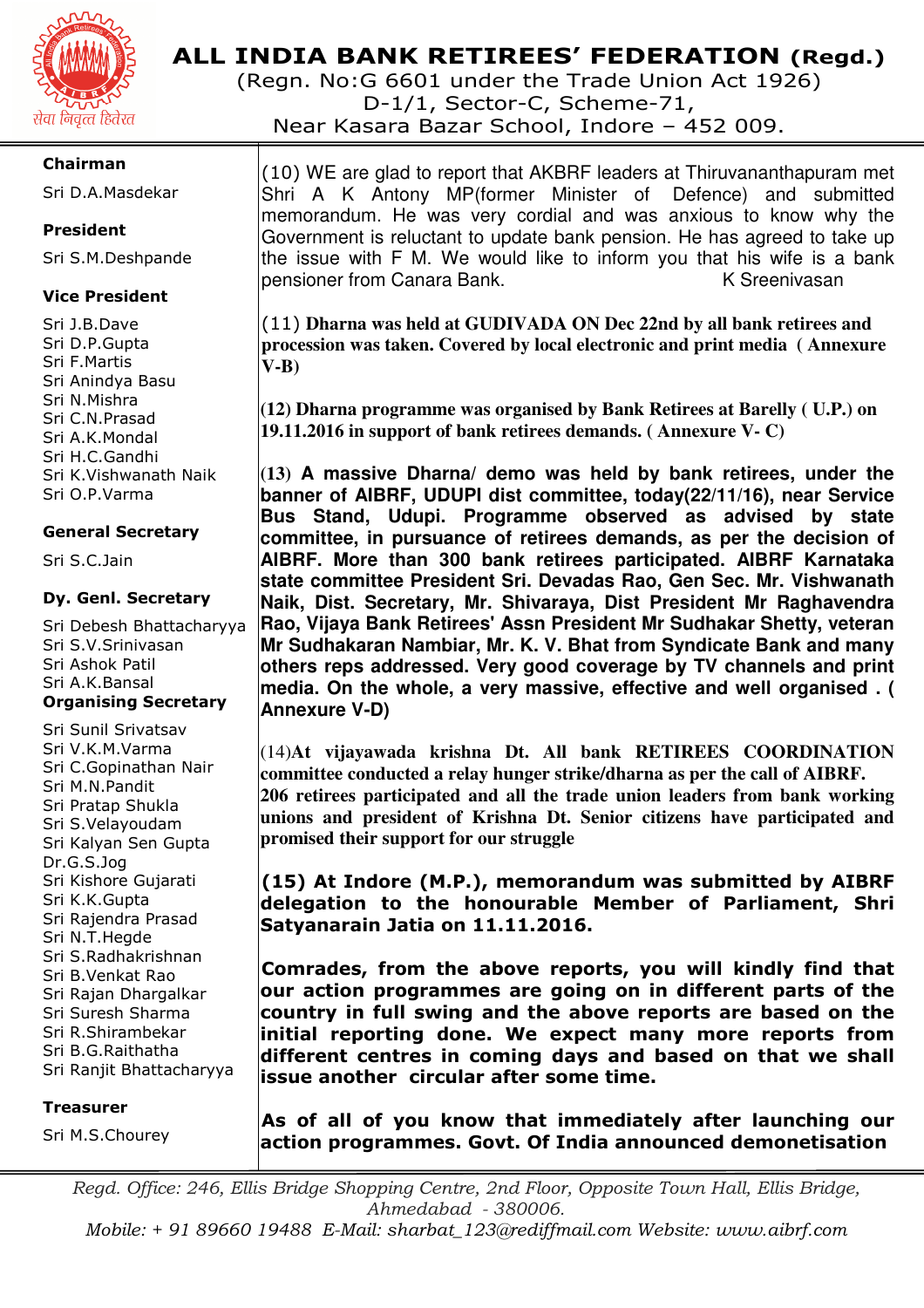# ALL INDIA BANK RETIREES' FEDERATION (Regd.)

(Regn. No:G 6601 under the Trade Union Act 1926)
D-1/1, Sector-C, Scheme-71,
Near Kasara Bazar Sevice School, Indore – 452 009.

**Chairman**
Sri D.A.Masdekar

**President**
Sri S.M.Deshpande

**Vice President**
Sri J.B.Dave
Sri D.P.Gupta
Sri F.Martis
Sri Anindya Basu
Sri N.Mishra
Sri C.N.Prasad
Sri A.K.Mondal
Sri H.C.Gandhi
Sri K.Vishwanath Naik
Sri O.P.Varma

**General Secretary**
Sri S.C.Jain

**Dy. Genl. Secretary**
Sri Debesh Bhattacharyya
Sri S.V.Srinivasan
Sri Ashok Patil
Sri A.K.Bansal

**Organising Secretary**
Sri Sunil Srivatsav
Sri V.K.M.Varma
Sri C.Gopinathan Nair
Sri M.N.Pandit
Sri Pratap Shukla
Sri S.Velayoudam
Sri Kalyan Sen Gupta
Dr.G.S.Jog
Sri Kishore Gujarati
Sri K.K.Gupta
Sri Rajendra Prasad
Sri N.T.Hegde
Sri S.Radhakrishnan
Sri B.Venkat Rao
Sri Rajan Dhargalkar
Sri Suresh Sharma
Sri R.Shirambekar
Sri B.G.Raithatha
Sri Ranjit Bhattacharyya

**Treasurer**
Sri M.S.Chourey

(10) WE are glad to report that AKBRF leaders at Thiruvananthapuram met Shri A K Antony MP(former Minister of Defence) and submitted memorandum. He was very cordial and was anxious to know why the Government is reluctant to update bank pension. He has agreed to take up the issue with F M. We would like to inform you that his wife is a bank pensioner from Canara Bank. K Sreenivasan

(11) **Dharna was held at GUDIVADA ON Dec 22nd by all bank retirees and procession was taken. Covered by local electronic and print media ( Annexure V-B)**

**(12) Dharna programme was organised by Bank Retirees at Barelly ( U.P.) on 19.11.2016 in support of bank retirees demands. ( Annexure V- C)**

**(13) A massive Dharna/ demo was held by bank retirees, under the banner of AIBRF, UDUPI dist committee, today(22/11/16), near Service Bus Stand, Udupi. Programme observed as advised by state committee, in pursuance of retirees demands, as per the decision of AIBRF. More than 300 bank retirees participated. AIBRF Karnataka state committee President Sri. Devadas Rao, Gen Sec. Mr. Vishwanath Naik, Dist. Secretary, Mr. Shivaraya, Dist President Mr Raghavendra Rao, Vijaya Bank Retirees' Assn President Mr Sudhakar Shetty, veteran Mr Sudhakaran Nambiar, Mr. K. V. Bhat from Syndicate Bank and many others reps addressed. Very good coverage by TV channels and print media. On the whole, a very massive, effective and well organised . ( Annexure V-D)**

(14)**At vijayawada krishna Dt. All bank RETIREES COORDINATION committee conducted a relay hunger strike/dharna as per the call of AIBRF. 206 retirees participated and all the trade union leaders from bank working unions and president of Krishna Dt. Senior citizens have participated and promised their support for our struggle**

**(15) At Indore (M.P.), memorandum was submitted by AIBRF delegation to the honourable Member of Parliament, Shri Satyanarain Jatia on 11.11.2016.**

**Comrades, from the above reports, you will kindly find that our action programmes are going on in different parts of the country in full swing and the above reports are based on the initial reporting done. We expect many more reports from different centres in coming days and based on that we shall issue another circular after some time.**

**As of all of you know that immediately after launching our action programmes. Govt. Of India announced demonetisation**

*Regd. Office: 246, Ellis Bridge Shopping Centre, 2nd Floor, Opposite Town Hall, Ellis Bridge, Ahmedabad - 380006.*
*Mobile: + 91 89660 19488 E-Mail: sharbat_123@rediffmail.com Website: www.aibrf.com*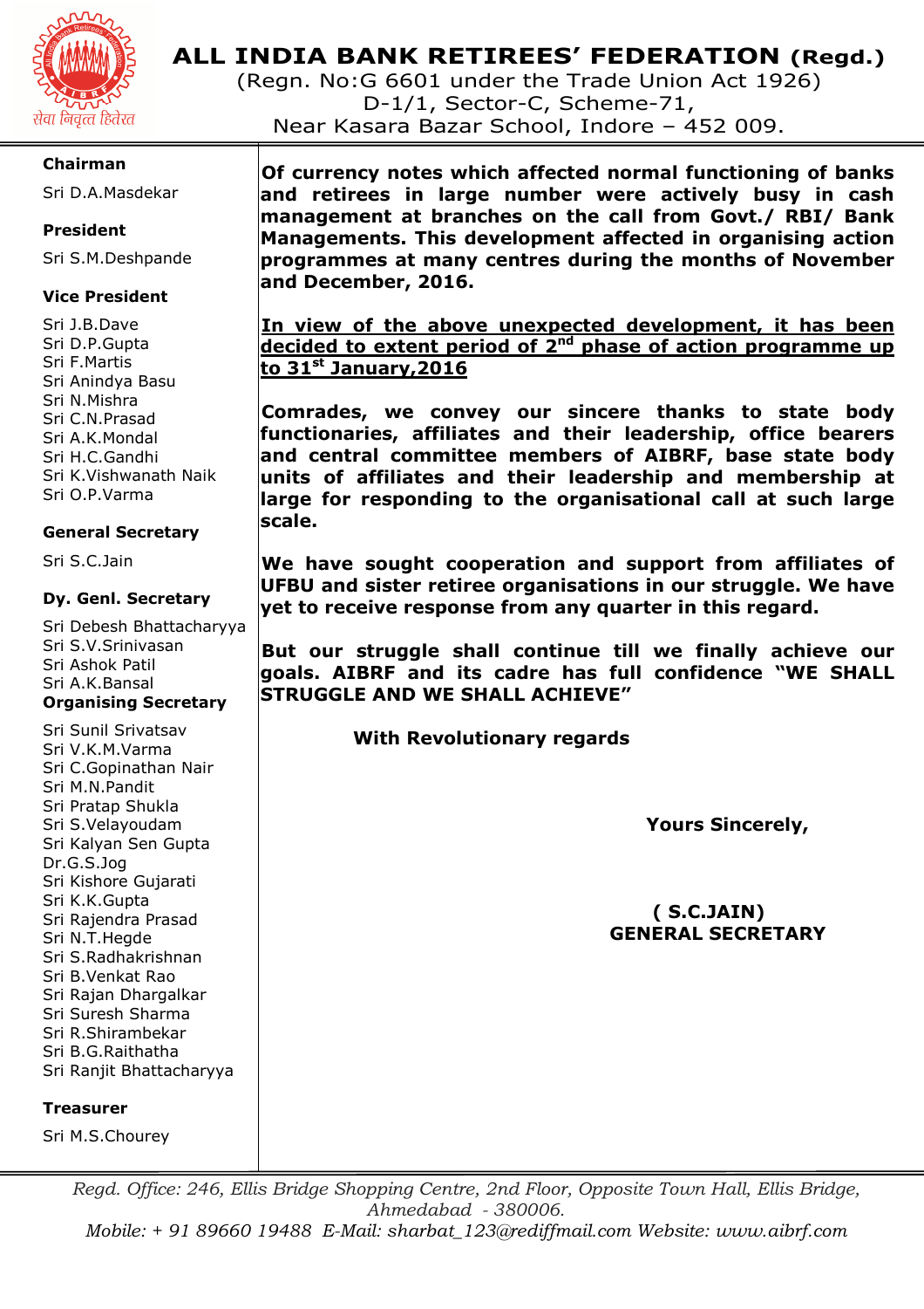# ALL INDIA BANK RETIREES' FEDERATION (Regd.)

(Regn. No:G 6601 under the Trade Union Act 1926)
D-1/1, Sector-C, Scheme-71,
Near Kasara Bazar School, Indore – 452 009.

**Chairman**

Sri D.A.Masdekar

**President**

Sri S.M.Deshpande

**Vice President**

Sri J.B.Dave
Sri D.P.Gupta
Sri F.Martis
Sri Anindya Basu
Sri N.Mishra
Sri C.N.Prasad
Sri A.K.Mondal
Sri H.C.Gandhi
Sri K.Vishwanath Naik
Sri O.P.Varma

**General Secretary**

Sri S.C.Jain

**Dy. Genl. Secretary**

Sri Debesh Bhattacharyya
Sri S.V.Srinivasan
Sri Ashok Patil
Sri A.K.Bansal

**Organising Secretary**

Sri Sunil Srivatsav
Sri V.K.M.Varma
Sri C.Gopinathan Nair
Sri M.N.Pandit
Sri Pratap Shukla
Sri S.Velayoudam
Sri Kalyan Sen Gupta
Dr.G.S.Jog
Sri Kishore Gujarati
Sri K.K.Gupta
Sri Rajendra Prasad
Sri N.T.Hegde
Sri S.Radhakrishnan
Sri B.Venkat Rao
Sri Rajan Dhargalkar
Sri Suresh Sharma
Sri R.Shirambekar
Sri B.G.Raithatha
Sri Ranjit Bhattacharyya

**Treasurer**

Sri M.S.Chourey

**Of currency notes which affected normal functioning of banks and retirees in large number were actively busy in cash management at branches on the call from Govt./ RBI/ Bank Managements. This development affected in organising action programmes at many centres during the months of November and December, 2016.**

**In view of the above unexpected development, it has been decided to extent period of 2nd phase of action programme up to 31st January,2016**

**Comrades, we convey our sincere thanks to state body functionaries, affiliates and their leadership, office bearers and central committee members of AIBRF, base state body units of affiliates and their leadership and membership at large for responding to the organisational call at such large scale.**

**We have sought cooperation and support from affiliates of UFBU and sister retiree organisations in our struggle. We have yet to receive response from any quarter in this regard.**

**But our struggle shall continue till we finally achieve our goals. AIBRF and its cadre has full confidence "WE SHALL STRUGGLE AND WE SHALL ACHIEVE"**

**With Revolutionary regards**

**Yours Sincerely,**

**( S.C.JAIN)**
**GENERAL SECRETARY**

*Regd. Office: 246, Ellis Bridge Shopping Centre, 2nd Floor, Opposite Town Hall, Ellis Bridge, Ahmedabad - 380006.*
*Mobile: + 91 89660 19488 E-Mail: sharbat_123@rediffmail.com Website: www.aibrf.com*